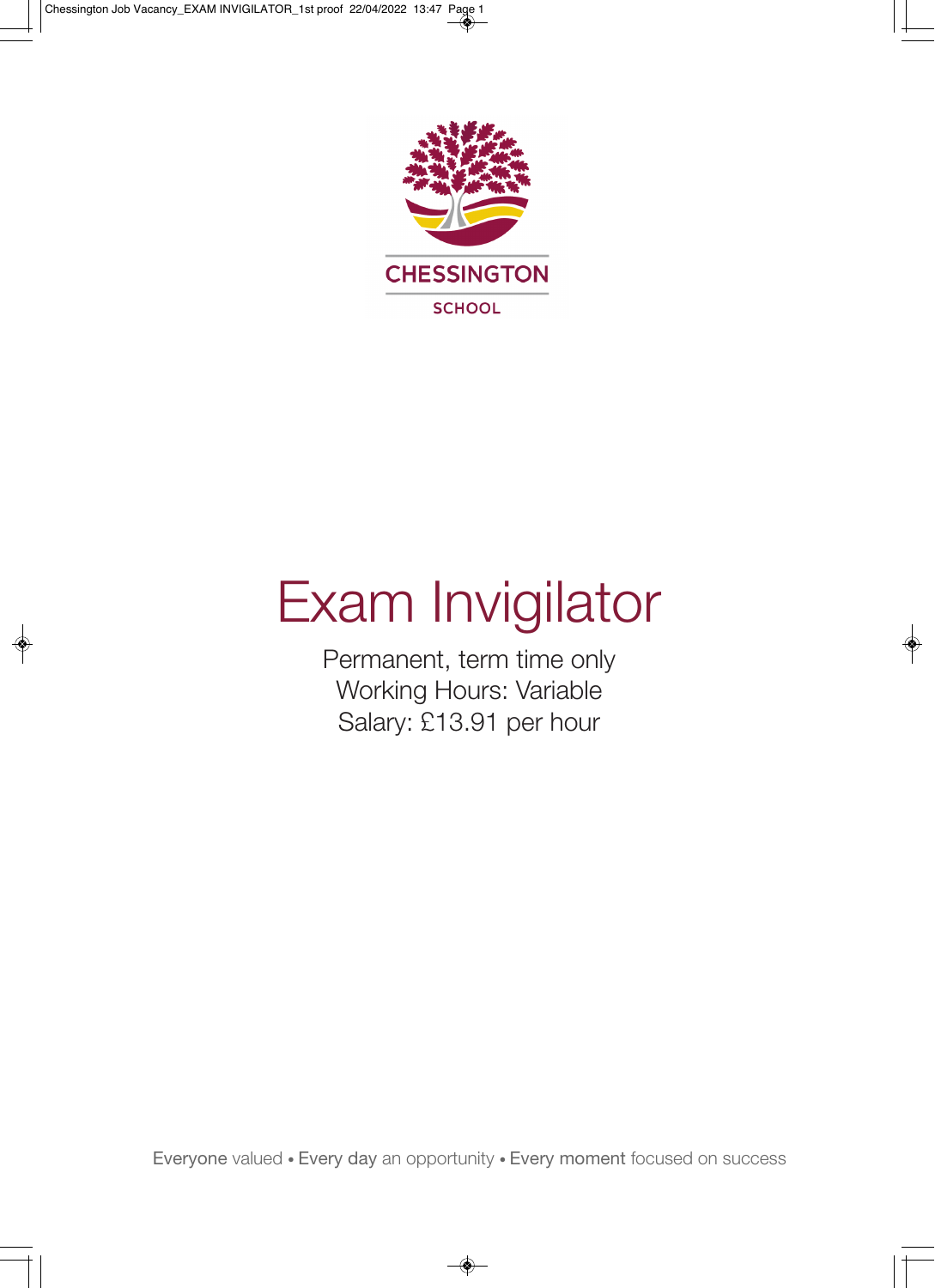CHESSINGTON

SCHOOL

# Exam Invigilator

Permanent, term time only
Working Hours: Variable
Salary: £13.91 per hour

Everyone valued • Every day an opportunity • Every moment focused on success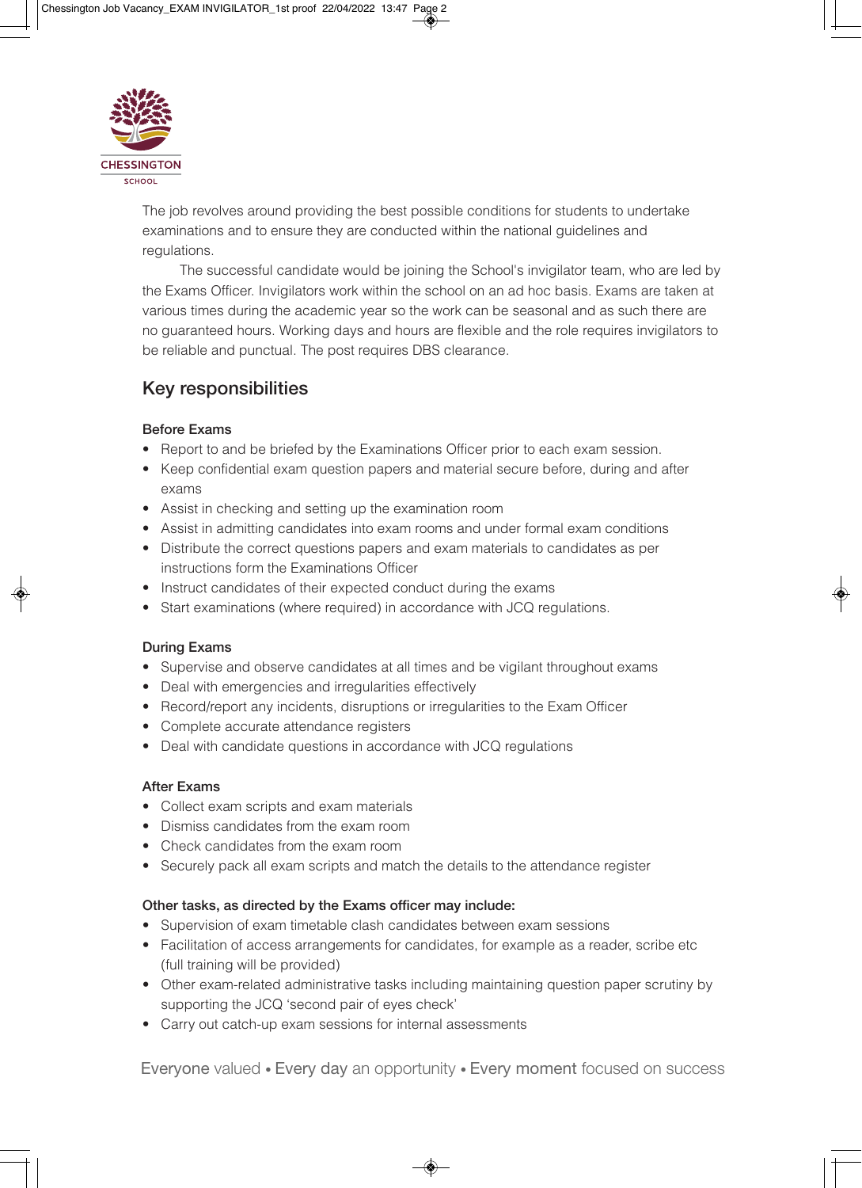The job revolves around providing the best possible conditions for students to undertake examinations and to ensure they are conducted within the national guidelines and regulations.

The successful candidate would be joining the School's invigilator team, who are led by the Exams Officer. Invigilators work within the school on an ad hoc basis. Exams are taken at various times during the academic year so the work can be seasonal and as such there are no guaranteed hours. Working days and hours are flexible and the role requires invigilators to be reliable and punctual. The post requires DBS clearance.

## Key responsibilities

### Before Exams

- Report to and be briefed by the Examinations Officer prior to each exam session.
- Keep confidential exam question papers and material secure before, during and after exams
- Assist in checking and setting up the examination room
- Assist in admitting candidates into exam rooms and under formal exam conditions
- Distribute the correct questions papers and exam materials to candidates as per instructions form the Examinations Officer
- Instruct candidates of their expected conduct during the exams
- Start examinations (where required) in accordance with JCQ regulations.

### During Exams

- Supervise and observe candidates at all times and be vigilant throughout exams
- Deal with emergencies and irregularities effectively
- Record/report any incidents, disruptions or irregularities to the Exam Officer
- Complete accurate attendance registers
- Deal with candidate questions in accordance with JCQ regulations

### After Exams

- Collect exam scripts and exam materials
- Dismiss candidates from the exam room
- Check candidates from the exam room
- Securely pack all exam scripts and match the details to the attendance register

### Other tasks, as directed by the Exams officer may include:

- Supervision of exam timetable clash candidates between exam sessions
- Facilitation of access arrangements for candidates, for example as a reader, scribe etc (full training will be provided)
- Other exam-related administrative tasks including maintaining question paper scrutiny by supporting the JCQ 'second pair of eyes check'
- Carry out catch-up exam sessions for internal assessments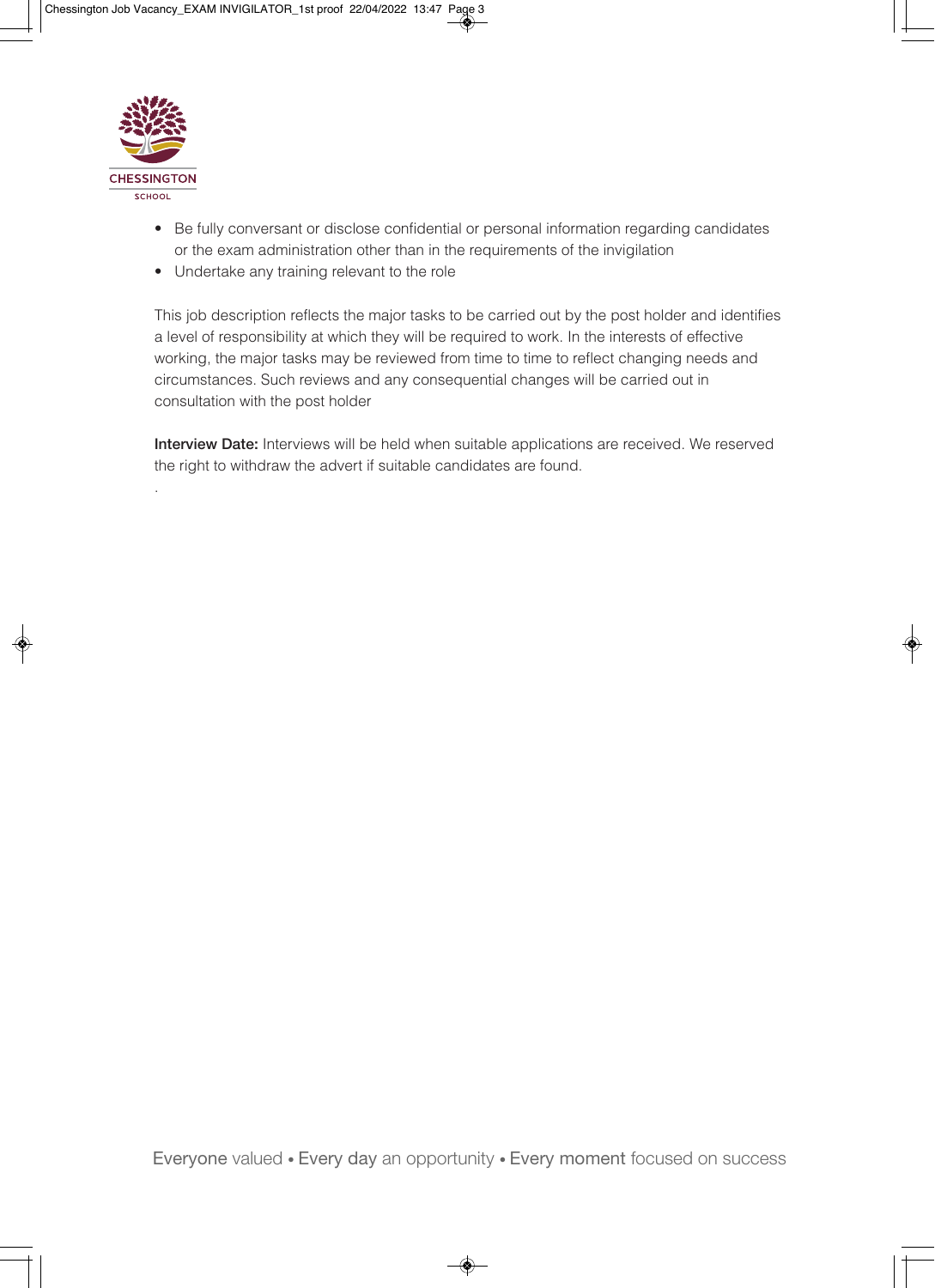- Be fully conversant or disclose confidential or personal information regarding candidates or the exam administration other than in the requirements of the invigilation
- Undertake any training relevant to the role

This job description reflects the major tasks to be carried out by the post holder and identifies a level of responsibility at which they will be required to work. In the interests of effective working, the major tasks may be reviewed from time to time to reflect changing needs and circumstances. Such reviews and any consequential changes will be carried out in consultation with the post holder

**Interview Date:** Interviews will be held when suitable applications are received. We reserved the right to withdraw the advert if suitable candidates are found.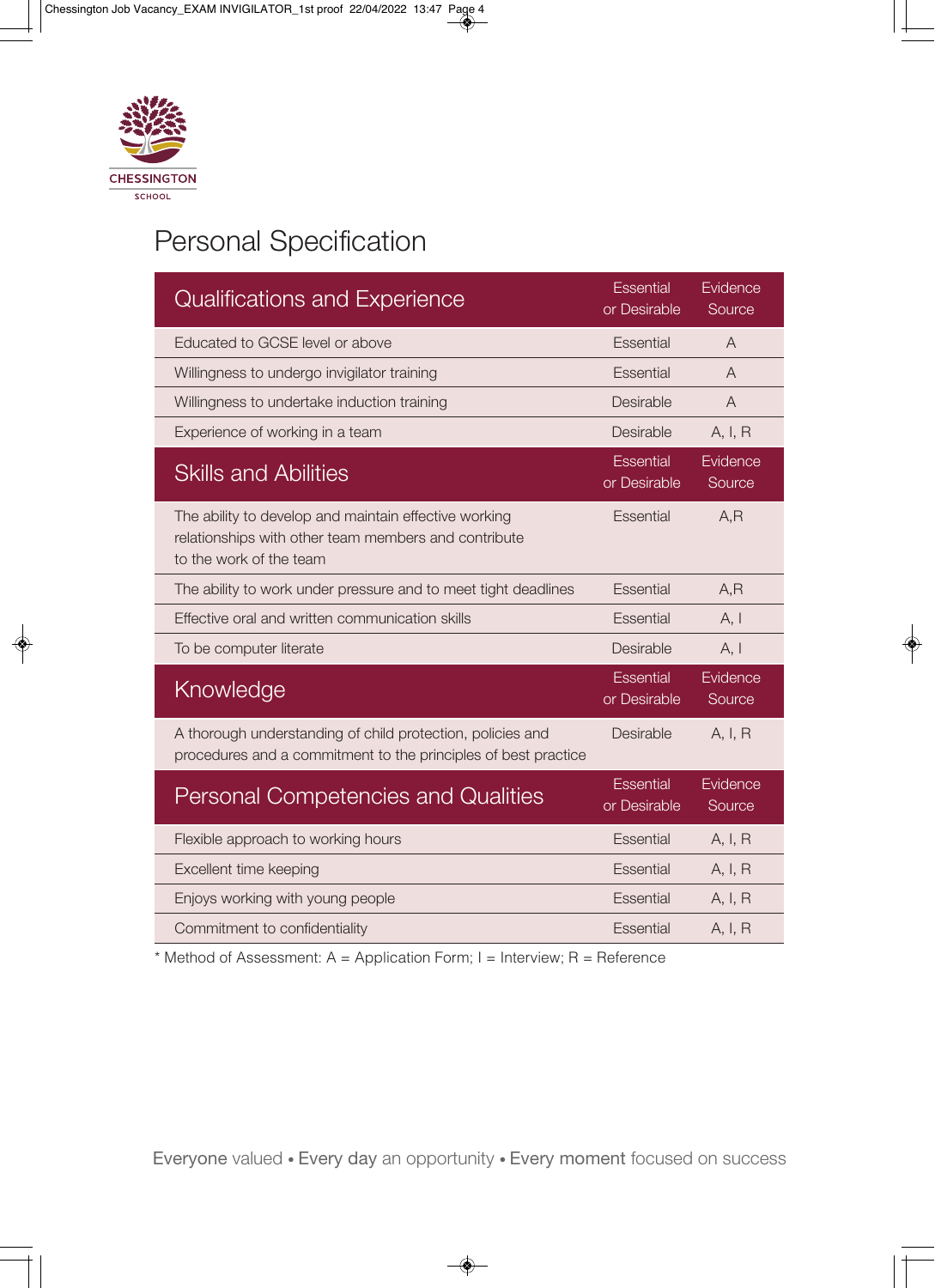CHESSINGTON SCHOOL

# Personal Specification

| Qualifications and Experience | Essential or Desirable | Evidence Source |
|---|---|---|
| Educated to GCSE level or above | Essential | A |
| Willingness to undergo invigilator training | Essential | A |
| Willingness to undertake induction training | Desirable | A |
| Experience of working in a team | Desirable | A, I, R |
| **Skills and Abilities** | **Essential or Desirable** | **Evidence Source** |
| The ability to develop and maintain effective working relationships with other team members and contribute to the work of the team | Essential | A,R |
| The ability to work under pressure and to meet tight deadlines | Essential | A,R |
| Effective oral and written communication skills | Essential | A, I |
| To be computer literate | Desirable | A, I |
| **Knowledge** | **Essential or Desirable** | **Evidence Source** |
| A thorough understanding of child protection, policies and procedures and a commitment to the principles of best practice | Desirable | A, I, R |
| **Personal Competencies and Qualities** | **Essential or Desirable** | **Evidence Source** |
| Flexible approach to working hours | Essential | A, I, R |
| Excellent time keeping | Essential | A, I, R |
| Enjoys working with young people | Essential | A, I, R |
| Commitment to confidentiality | Essential | A, I, R |

* Method of Assessment: A = Application Form; I = Interview; R = Reference

Everyone valued • Every day an opportunity • Every moment focused on success